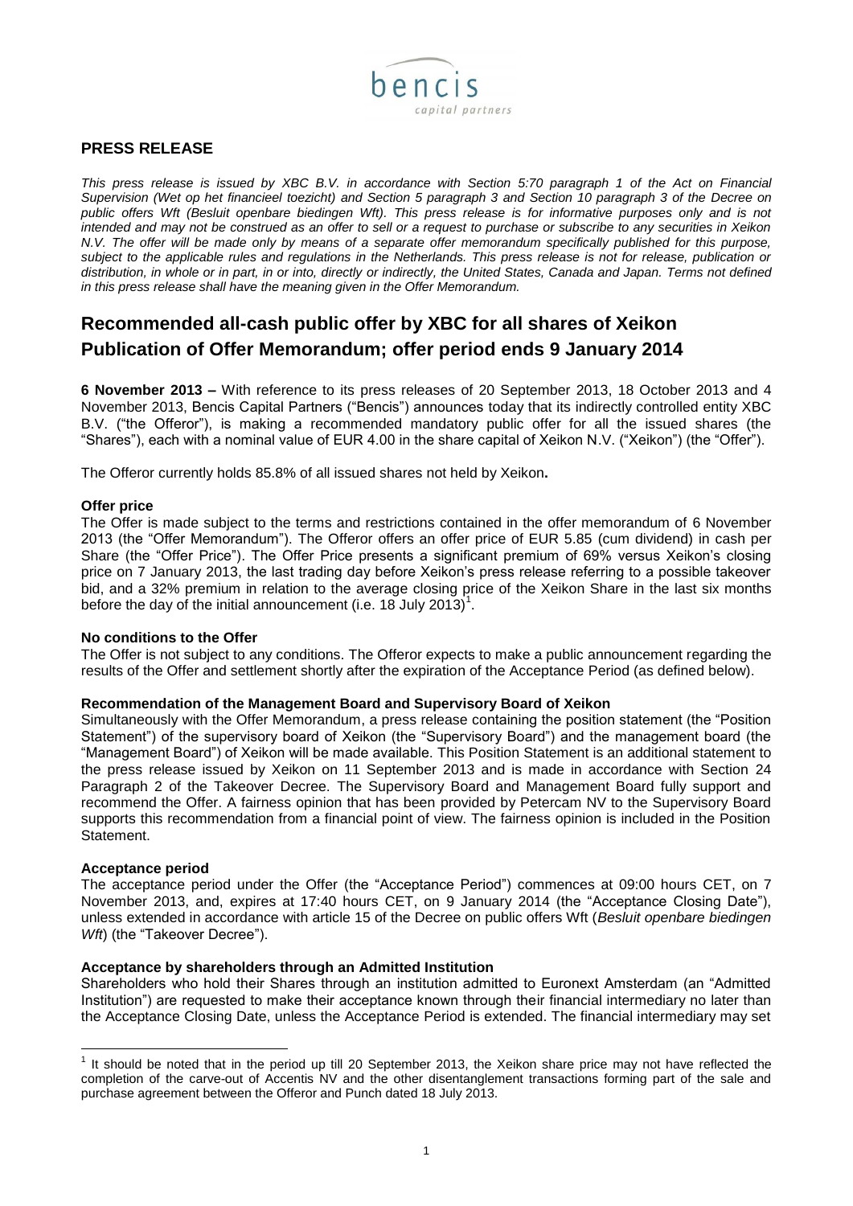bencis capital partners

## PRESS RELEASE

*This press release is issued by XBC B.V. in accordance with Section 5:70 paragraph 1 of the Act on Financial Supervision (Wet op het financieel toezicht) and Section 5 paragraph 3 and Section 10 paragraph 3 of the Decree on public offers Wft (Besluit openbare biedingen Wft). This press release is for informative purposes only and is not intended and may not be construed as an offer to sell or a request to purchase or subscribe to any securities in Xeikon N.V. The offer will be made only by means of a separate offer memorandum specifically published for this purpose, subject to the applicable rules and regulations in the Netherlands. This press release is not for release, publication or distribution, in whole or in part, in or into, directly or indirectly, the United States, Canada and Japan. Terms not defined in this press release shall have the meaning given in the Offer Memorandum.*

# Recommended all-cash public offer by XBC for all shares of Xeikon Publication of Offer Memorandum; offer period ends 9 January 2014

**6 November 2013 –** With reference to its press releases of 20 September 2013, 18 October 2013 and 4 November 2013, Bencis Capital Partners ("Bencis") announces today that its indirectly controlled entity XBC B.V. ("the Offeror"), is making a recommended mandatory public offer for all the issued shares (the "Shares"), each with a nominal value of EUR 4.00 in the share capital of Xeikon N.V. ("Xeikon") (the "Offer").

The Offeror currently holds 85.8% of all issued shares not held by Xeikon**.**

### Offer price

The Offer is made subject to the terms and restrictions contained in the offer memorandum of 6 November 2013 (the "Offer Memorandum"). The Offeror offers an offer price of EUR 5.85 (cum dividend) in cash per Share (the "Offer Price"). The Offer Price presents a significant premium of 69% versus Xeikon's closing price on 7 January 2013, the last trading day before Xeikon's press release referring to a possible takeover bid, and a 32% premium in relation to the average closing price of the Xeikon Share in the last six months before the day of the initial announcement (i.e. 18 July 2013)[1].

### No conditions to the Offer

The Offer is not subject to any conditions. The Offeror expects to make a public announcement regarding the results of the Offer and settlement shortly after the expiration of the Acceptance Period (as defined below).

### Recommendation of the Management Board and Supervisory Board of Xeikon

Simultaneously with the Offer Memorandum, a press release containing the position statement (the "Position Statement") of the supervisory board of Xeikon (the "Supervisory Board") and the management board (the "Management Board") of Xeikon will be made available. This Position Statement is an additional statement to the press release issued by Xeikon on 11 September 2013 and is made in accordance with Section 24 Paragraph 2 of the Takeover Decree. The Supervisory Board and Management Board fully support and recommend the Offer. A fairness opinion that has been provided by Petercam NV to the Supervisory Board supports this recommendation from a financial point of view. The fairness opinion is included in the Position Statement.

### Acceptance period

The acceptance period under the Offer (the "Acceptance Period") commences at 09:00 hours CET, on 7 November 2013, and, expires at 17:40 hours CET, on 9 January 2014 (the "Acceptance Closing Date"), unless extended in accordance with article 15 of the Decree on public offers Wft (*Besluit openbare biedingen Wft*) (the "Takeover Decree").

### Acceptance by shareholders through an Admitted Institution

Shareholders who hold their Shares through an institution admitted to Euronext Amsterdam (an "Admitted Institution") are requested to make their acceptance known through their financial intermediary no later than the Acceptance Closing Date, unless the Acceptance Period is extended. The financial intermediary may set

---

[1] It should be noted that in the period up till 20 September 2013, the Xeikon share price may not have reflected the completion of the carve-out of Accentis NV and the other disentanglement transactions forming part of the sale and purchase agreement between the Offeror and Punch dated 18 July 2013.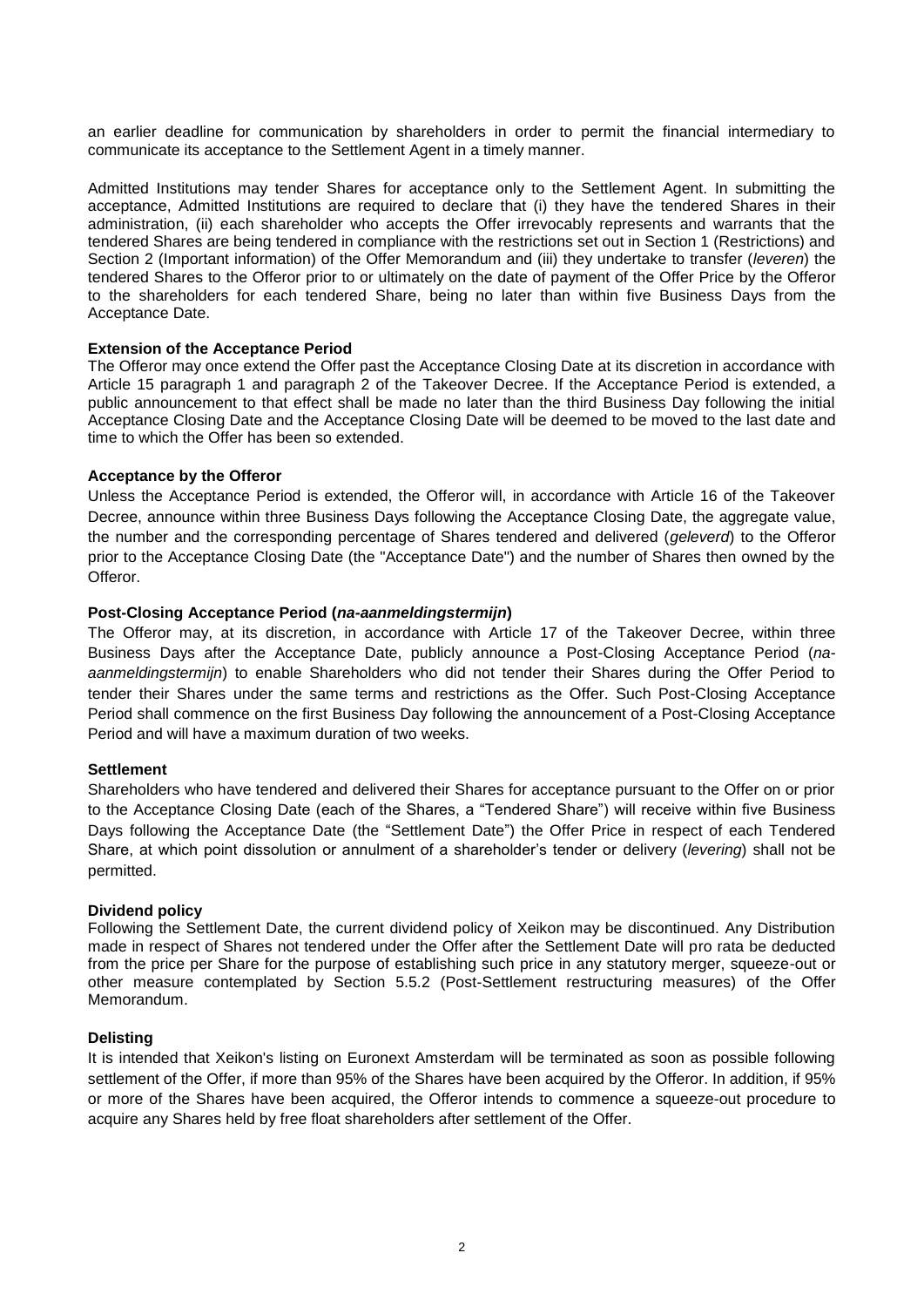an earlier deadline for communication by shareholders in order to permit the financial intermediary to communicate its acceptance to the Settlement Agent in a timely manner.

Admitted Institutions may tender Shares for acceptance only to the Settlement Agent. In submitting the acceptance, Admitted Institutions are required to declare that (i) they have the tendered Shares in their administration, (ii) each shareholder who accepts the Offer irrevocably represents and warrants that the tendered Shares are being tendered in compliance with the restrictions set out in Section 1 (Restrictions) and Section 2 (Important information) of the Offer Memorandum and (iii) they undertake to transfer (*leveren*) the tendered Shares to the Offeror prior to or ultimately on the date of payment of the Offer Price by the Offeror to the shareholders for each tendered Share, being no later than within five Business Days from the Acceptance Date.

**Extension of the Acceptance Period**

The Offeror may once extend the Offer past the Acceptance Closing Date at its discretion in accordance with Article 15 paragraph 1 and paragraph 2 of the Takeover Decree. If the Acceptance Period is extended, a public announcement to that effect shall be made no later than the third Business Day following the initial Acceptance Closing Date and the Acceptance Closing Date will be deemed to be moved to the last date and time to which the Offer has been so extended.

**Acceptance by the Offeror**

Unless the Acceptance Period is extended, the Offeror will, in accordance with Article 16 of the Takeover Decree, announce within three Business Days following the Acceptance Closing Date, the aggregate value, the number and the corresponding percentage of Shares tendered and delivered (*geleverd*) to the Offeror prior to the Acceptance Closing Date (the "Acceptance Date") and the number of Shares then owned by the Offeror.

**Post-Closing Acceptance Period (*na-aanmeldingstermijn*)**

The Offeror may, at its discretion, in accordance with Article 17 of the Takeover Decree, within three Business Days after the Acceptance Date, publicly announce a Post-Closing Acceptance Period (*na-aanmeldingstermijn*) to enable Shareholders who did not tender their Shares during the Offer Period to tender their Shares under the same terms and restrictions as the Offer. Such Post-Closing Acceptance Period shall commence on the first Business Day following the announcement of a Post-Closing Acceptance Period and will have a maximum duration of two weeks.

**Settlement**

Shareholders who have tendered and delivered their Shares for acceptance pursuant to the Offer on or prior to the Acceptance Closing Date (each of the Shares, a "Tendered Share") will receive within five Business Days following the Acceptance Date (the "Settlement Date") the Offer Price in respect of each Tendered Share, at which point dissolution or annulment of a shareholder's tender or delivery (*levering*) shall not be permitted.

**Dividend policy**

Following the Settlement Date, the current dividend policy of Xeikon may be discontinued. Any Distribution made in respect of Shares not tendered under the Offer after the Settlement Date will pro rata be deducted from the price per Share for the purpose of establishing such price in any statutory merger, squeeze-out or other measure contemplated by Section 5.5.2 (Post-Settlement restructuring measures) of the Offer Memorandum.

**Delisting**

It is intended that Xeikon's listing on Euronext Amsterdam will be terminated as soon as possible following settlement of the Offer, if more than 95% of the Shares have been acquired by the Offeror. In addition, if 95% or more of the Shares have been acquired, the Offeror intends to commence a squeeze-out procedure to acquire any Shares held by free float shareholders after settlement of the Offer.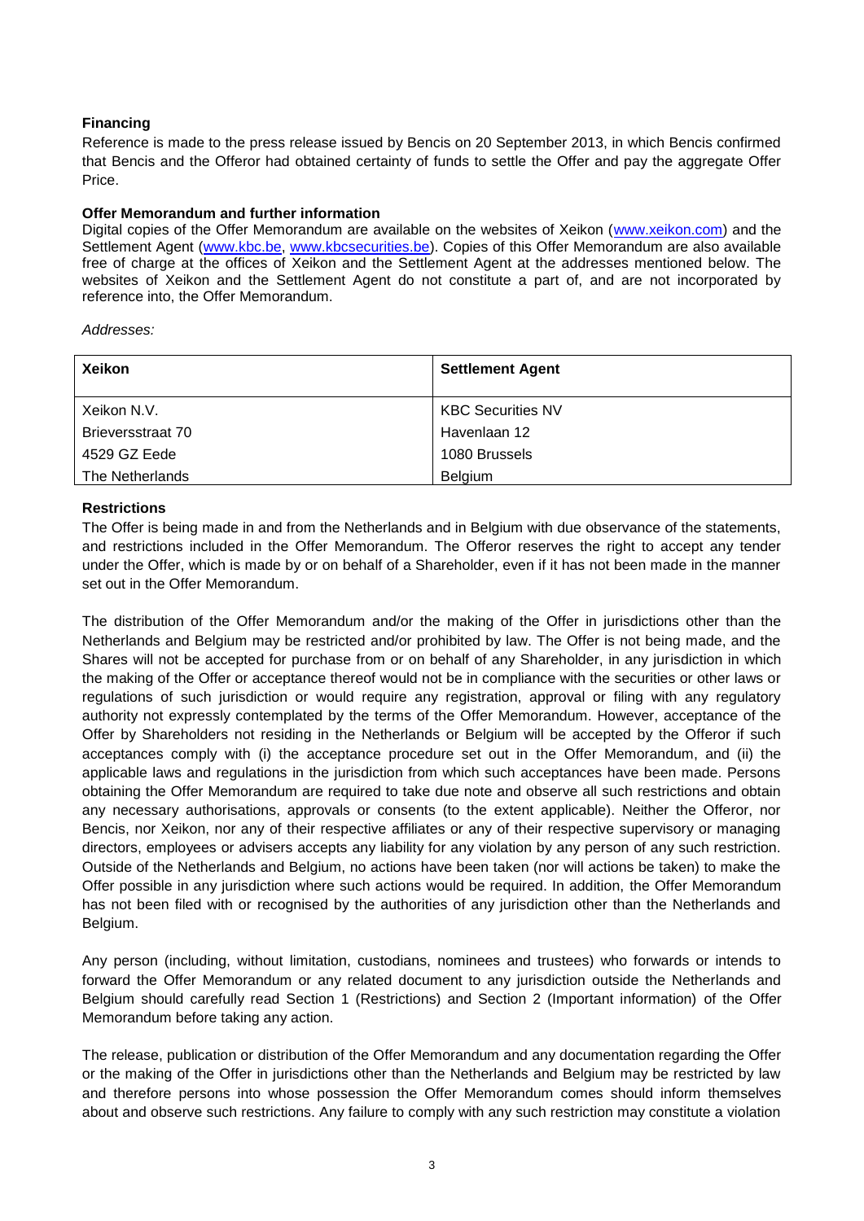**Financing**

Reference is made to the press release issued by Bencis on 20 September 2013, in which Bencis confirmed that Bencis and the Offeror had obtained certainty of funds to settle the Offer and pay the aggregate Offer Price.

**Offer Memorandum and further information**

Digital copies of the Offer Memorandum are available on the websites of Xeikon (www.xeikon.com) and the Settlement Agent (www.kbc.be, www.kbcsecurities.be). Copies of this Offer Memorandum are also available free of charge at the offices of Xeikon and the Settlement Agent at the addresses mentioned below. The websites of Xeikon and the Settlement Agent do not constitute a part of, and are not incorporated by reference into, the Offer Memorandum.

*Addresses:*

| **Xeikon** | **Settlement Agent** |
|---|---|
| Xeikon N.V.<br>Brieversstraat 70<br>4529 GZ Eede<br>The Netherlands | KBC Securities NV<br>Havenlaan 12<br>1080 Brussels<br>Belgium |

**Restrictions**

The Offer is being made in and from the Netherlands and in Belgium with due observance of the statements, and restrictions included in the Offer Memorandum. The Offeror reserves the right to accept any tender under the Offer, which is made by or on behalf of a Shareholder, even if it has not been made in the manner set out in the Offer Memorandum.

The distribution of the Offer Memorandum and/or the making of the Offer in jurisdictions other than the Netherlands and Belgium may be restricted and/or prohibited by law. The Offer is not being made, and the Shares will not be accepted for purchase from or on behalf of any Shareholder, in any jurisdiction in which the making of the Offer or acceptance thereof would not be in compliance with the securities or other laws or regulations of such jurisdiction or would require any registration, approval or filing with any regulatory authority not expressly contemplated by the terms of the Offer Memorandum. However, acceptance of the Offer by Shareholders not residing in the Netherlands or Belgium will be accepted by the Offeror if such acceptances comply with (i) the acceptance procedure set out in the Offer Memorandum, and (ii) the applicable laws and regulations in the jurisdiction from which such acceptances have been made. Persons obtaining the Offer Memorandum are required to take due note and observe all such restrictions and obtain any necessary authorisations, approvals or consents (to the extent applicable). Neither the Offeror, nor Bencis, nor Xeikon, nor any of their respective affiliates or any of their respective supervisory or managing directors, employees or advisers accepts any liability for any violation by any person of any such restriction. Outside of the Netherlands and Belgium, no actions have been taken (nor will actions be taken) to make the Offer possible in any jurisdiction where such actions would be required. In addition, the Offer Memorandum has not been filed with or recognised by the authorities of any jurisdiction other than the Netherlands and Belgium.

Any person (including, without limitation, custodians, nominees and trustees) who forwards or intends to forward the Offer Memorandum or any related document to any jurisdiction outside the Netherlands and Belgium should carefully read Section 1 (Restrictions) and Section 2 (Important information) of the Offer Memorandum before taking any action.

The release, publication or distribution of the Offer Memorandum and any documentation regarding the Offer or the making of the Offer in jurisdictions other than the Netherlands and Belgium may be restricted by law and therefore persons into whose possession the Offer Memorandum comes should inform themselves about and observe such restrictions. Any failure to comply with any such restriction may constitute a violation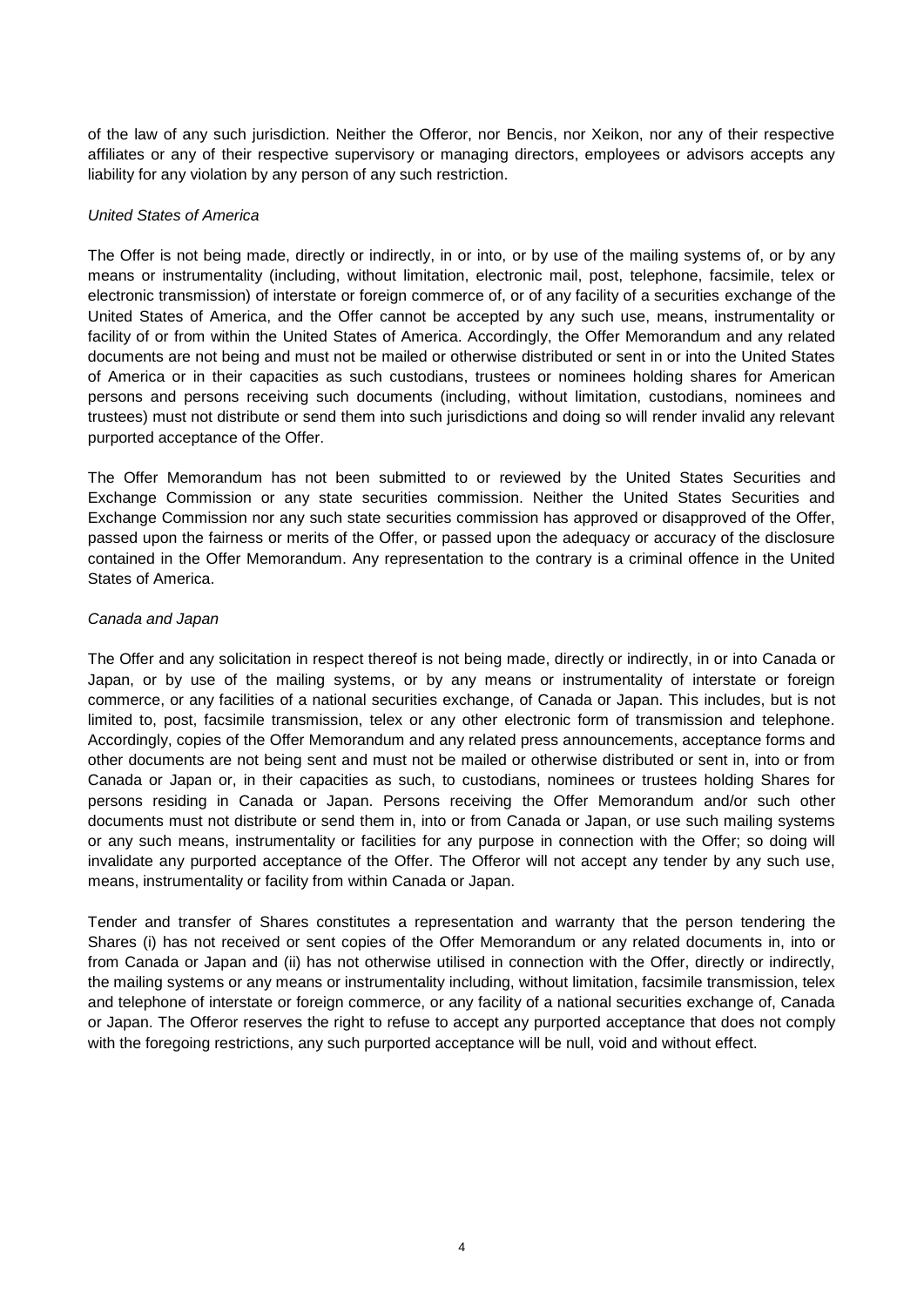of the law of any such jurisdiction. Neither the Offeror, nor Bencis, nor Xeikon, nor any of their respective affiliates or any of their respective supervisory or managing directors, employees or advisors accepts any liability for any violation by any person of any such restriction.

*United States of America*

The Offer is not being made, directly or indirectly, in or into, or by use of the mailing systems of, or by any means or instrumentality (including, without limitation, electronic mail, post, telephone, facsimile, telex or electronic transmission) of interstate or foreign commerce of, or of any facility of a securities exchange of the United States of America, and the Offer cannot be accepted by any such use, means, instrumentality or facility of or from within the United States of America. Accordingly, the Offer Memorandum and any related documents are not being and must not be mailed or otherwise distributed or sent in or into the United States of America or in their capacities as such custodians, trustees or nominees holding shares for American persons and persons receiving such documents (including, without limitation, custodians, nominees and trustees) must not distribute or send them into such jurisdictions and doing so will render invalid any relevant purported acceptance of the Offer.

The Offer Memorandum has not been submitted to or reviewed by the United States Securities and Exchange Commission or any state securities commission. Neither the United States Securities and Exchange Commission nor any such state securities commission has approved or disapproved of the Offer, passed upon the fairness or merits of the Offer, or passed upon the adequacy or accuracy of the disclosure contained in the Offer Memorandum. Any representation to the contrary is a criminal offence in the United States of America.

*Canada and Japan*

The Offer and any solicitation in respect thereof is not being made, directly or indirectly, in or into Canada or Japan, or by use of the mailing systems, or by any means or instrumentality of interstate or foreign commerce, or any facilities of a national securities exchange, of Canada or Japan. This includes, but is not limited to, post, facsimile transmission, telex or any other electronic form of transmission and telephone. Accordingly, copies of the Offer Memorandum and any related press announcements, acceptance forms and other documents are not being sent and must not be mailed or otherwise distributed or sent in, into or from Canada or Japan or, in their capacities as such, to custodians, nominees or trustees holding Shares for persons residing in Canada or Japan. Persons receiving the Offer Memorandum and/or such other documents must not distribute or send them in, into or from Canada or Japan, or use such mailing systems or any such means, instrumentality or facilities for any purpose in connection with the Offer; so doing will invalidate any purported acceptance of the Offer. The Offeror will not accept any tender by any such use, means, instrumentality or facility from within Canada or Japan.

Tender and transfer of Shares constitutes a representation and warranty that the person tendering the Shares (i) has not received or sent copies of the Offer Memorandum or any related documents in, into or from Canada or Japan and (ii) has not otherwise utilised in connection with the Offer, directly or indirectly, the mailing systems or any means or instrumentality including, without limitation, facsimile transmission, telex and telephone of interstate or foreign commerce, or any facility of a national securities exchange of, Canada or Japan. The Offeror reserves the right to refuse to accept any purported acceptance that does not comply with the foregoing restrictions, any such purported acceptance will be null, void and without effect.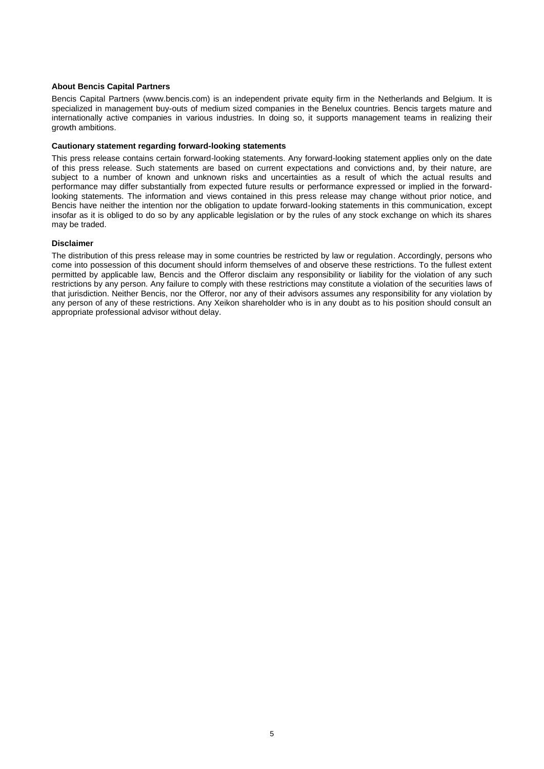**About Bencis Capital Partners**

Bencis Capital Partners (www.bencis.com) is an independent private equity firm in the Netherlands and Belgium. It is specialized in management buy-outs of medium sized companies in the Benelux countries. Bencis targets mature and internationally active companies in various industries. In doing so, it supports management teams in realizing their growth ambitions.

**Cautionary statement regarding forward-looking statements**

This press release contains certain forward-looking statements. Any forward-looking statement applies only on the date of this press release. Such statements are based on current expectations and convictions and, by their nature, are subject to a number of known and unknown risks and uncertainties as a result of which the actual results and performance may differ substantially from expected future results or performance expressed or implied in the forward-looking statements. The information and views contained in this press release may change without prior notice, and Bencis have neither the intention nor the obligation to update forward-looking statements in this communication, except insofar as it is obliged to do so by any applicable legislation or by the rules of any stock exchange on which its shares may be traded.

**Disclaimer**

The distribution of this press release may in some countries be restricted by law or regulation. Accordingly, persons who come into possession of this document should inform themselves of and observe these restrictions. To the fullest extent permitted by applicable law, Bencis and the Offeror disclaim any responsibility or liability for the violation of any such restrictions by any person. Any failure to comply with these restrictions may constitute a violation of the securities laws of that jurisdiction. Neither Bencis, nor the Offeror, nor any of their advisors assumes any responsibility for any violation by any person of any of these restrictions. Any Xeikon shareholder who is in any doubt as to his position should consult an appropriate professional advisor without delay.